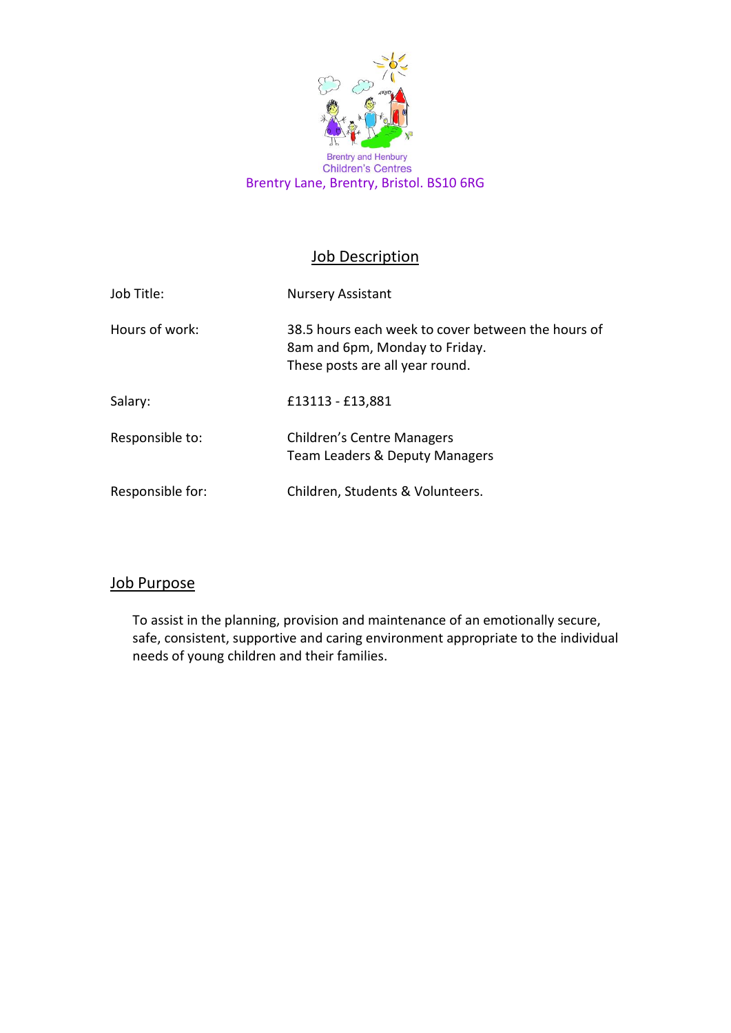Brentry and Henbury
Children's Centres
Brentry Lane, Brentry, Bristol. BS10 6RG

# Job Description

| | |
|---|---|
| Job Title: | Nursery Assistant |
| Hours of work: | 38.5 hours each week to cover between the hours of 8am and 6pm, Monday to Friday. These posts are all year round. |
| Salary: | £13113 - £13,881 |
| Responsible to: | Children's Centre Managers<br>Team Leaders & Deputy Managers |
| Responsible for: | Children, Students & Volunteers. |

## Job Purpose

To assist in the planning, provision and maintenance of an emotionally secure, safe, consistent, supportive and caring environment appropriate to the individual needs of young children and their families.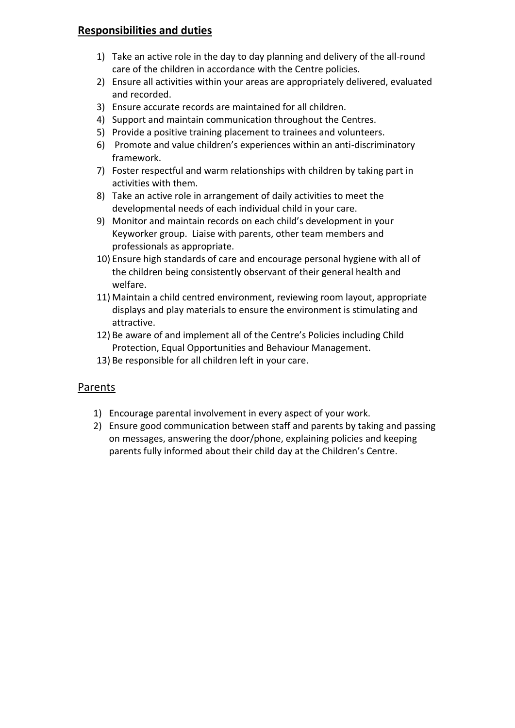## Responsibilities and duties

1) Take an active role in the day to day planning and delivery of the all-round care of the children in accordance with the Centre policies.
2) Ensure all activities within your areas are appropriately delivered, evaluated and recorded.
3) Ensure accurate records are maintained for all children.
4) Support and maintain communication throughout the Centres.
5) Provide a positive training placement to trainees and volunteers.
6) Promote and value children's experiences within an anti-discriminatory framework.
7) Foster respectful and warm relationships with children by taking part in activities with them.
8) Take an active role in arrangement of daily activities to meet the developmental needs of each individual child in your care.
9) Monitor and maintain records on each child's development in your Keyworker group. Liaise with parents, other team members and professionals as appropriate.
10) Ensure high standards of care and encourage personal hygiene with all of the children being consistently observant of their general health and welfare.
11) Maintain a child centred environment, reviewing room layout, appropriate displays and play materials to ensure the environment is stimulating and attractive.
12) Be aware of and implement all of the Centre's Policies including Child Protection, Equal Opportunities and Behaviour Management.
13) Be responsible for all children left in your care.

## Parents

1) Encourage parental involvement in every aspect of your work.
2) Ensure good communication between staff and parents by taking and passing on messages, answering the door/phone, explaining policies and keeping parents fully informed about their child day at the Children's Centre.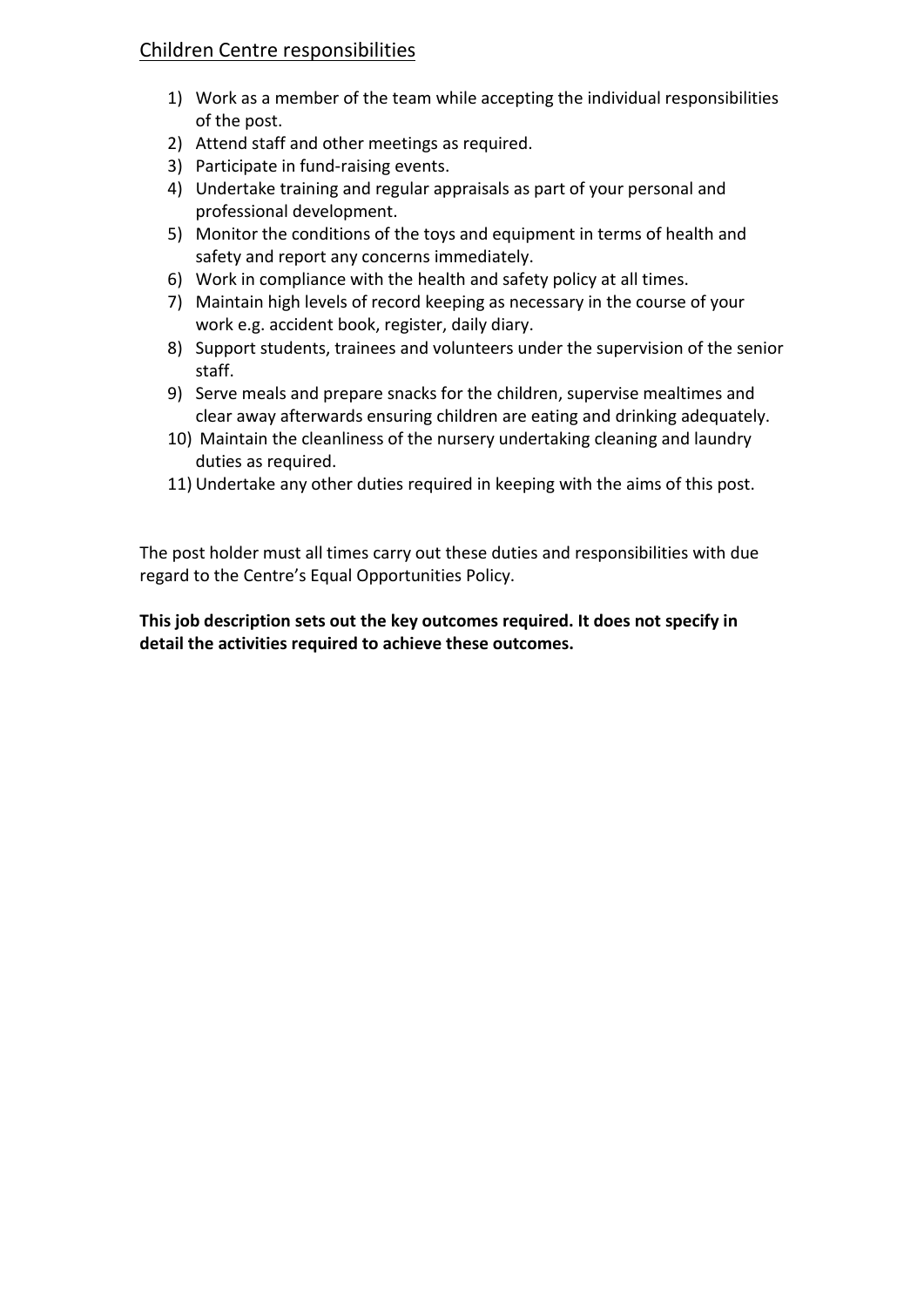## Children Centre responsibilities

1) Work as a member of the team while accepting the individual responsibilities of the post.
2) Attend staff and other meetings as required.
3) Participate in fund-raising events.
4) Undertake training and regular appraisals as part of your personal and professional development.
5) Monitor the conditions of the toys and equipment in terms of health and safety and report any concerns immediately.
6) Work in compliance with the health and safety policy at all times.
7) Maintain high levels of record keeping as necessary in the course of your work e.g. accident book, register, daily diary.
8) Support students, trainees and volunteers under the supervision of the senior staff.
9) Serve meals and prepare snacks for the children, supervise mealtimes and clear away afterwards ensuring children are eating and drinking adequately.
10) Maintain the cleanliness of the nursery undertaking cleaning and laundry duties as required.
11) Undertake any other duties required in keeping with the aims of this post.

The post holder must all times carry out these duties and responsibilities with due regard to the Centre's Equal Opportunities Policy.

**This job description sets out the key outcomes required. It does not specify in detail the activities required to achieve these outcomes.**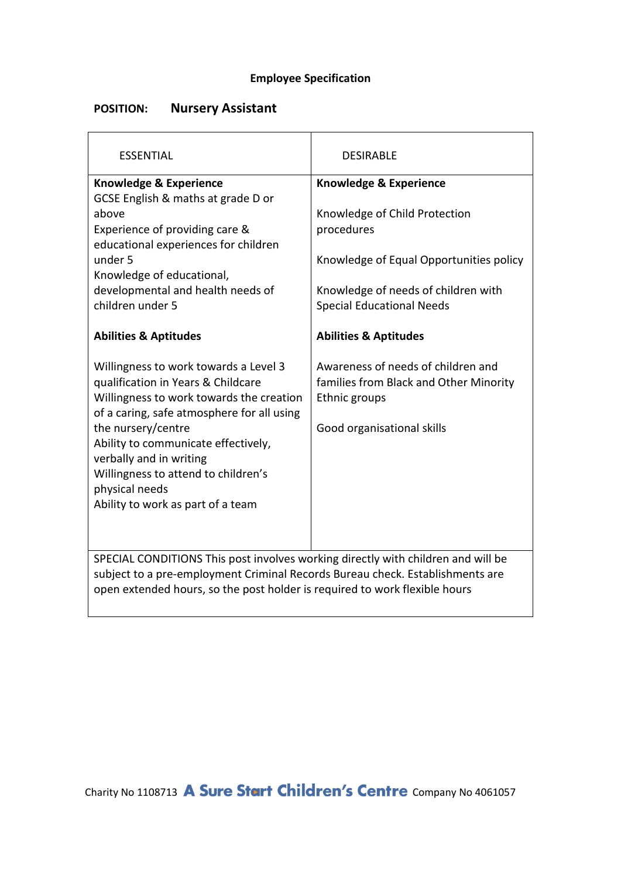**Employee Specification**

**POSITION:** **Nursery Assistant**

| ESSENTIAL | DESIRABLE |
|---|---|
| **Knowledge & Experience**<br>GCSE English & maths at grade D or above<br>Experience of providing care & educational experiences for children under 5<br>Knowledge of educational, developmental and health needs of children under 5 | **Knowledge & Experience**<br><br>Knowledge of Child Protection procedures<br><br>Knowledge of Equal Opportunities policy<br><br>Knowledge of needs of children with Special Educational Needs |
| **Abilities & Aptitudes**<br><br>Willingness to work towards a Level 3 qualification in Years & Childcare<br>Willingness to work towards the creation of a caring, safe atmosphere for all using the nursery/centre<br>Ability to communicate effectively, verbally and in writing<br>Willingness to attend to children's physical needs<br>Ability to work as part of a team | **Abilities & Aptitudes**<br><br>Awareness of needs of children and families from Black and Other Minority Ethnic groups<br><br>Good organisational skills |
| SPECIAL CONDITIONS This post involves working directly with children and will be subject to a pre-employment Criminal Records Bureau check. Establishments are open extended hours, so the post holder is required to work flexible hours | |

Charity No 1108713 **A Sure Start Children's Centre** Company No 4061057